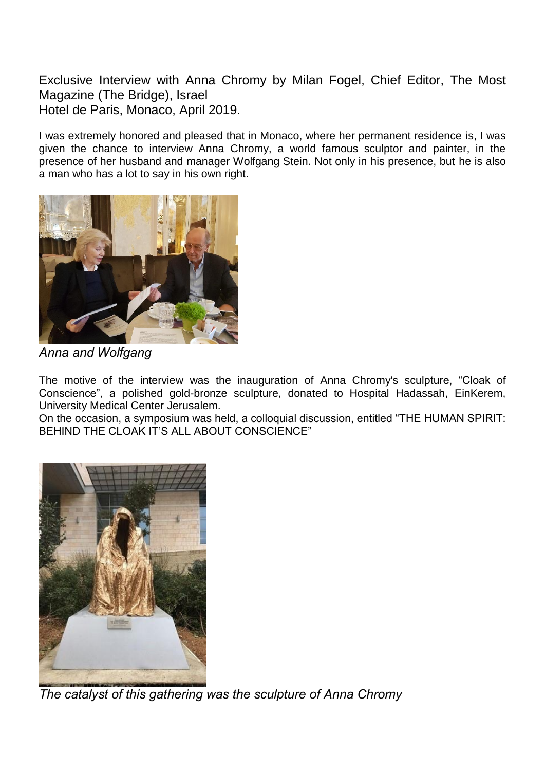Exclusive Interview with Anna Chromy by Milan Fogel, Chief Editor, The Most Magazine (The Bridge), Israel
Hotel de Paris, Monaco, April 2019.

I was extremely honored and pleased that in Monaco, where her permanent residence is, I was given the chance to interview Anna Chromy, a world famous sculptor and painter, in the presence of her husband and manager Wolfgang Stein. Not only in his presence, but he is also a man who has a lot to say in his own right.

*Anna and Wolfgang*

The motive of the interview was the inauguration of Anna Chromy's sculpture, “Cloak of Conscience”, a polished gold-bronze sculpture, donated to Hospital Hadassah, EinKerem, University Medical Center Jerusalem.
On the occasion, a symposium was held, a colloquial discussion, entitled “THE HUMAN SPIRIT: BEHIND THE CLOAK IT’S ALL ABOUT CONSCIENCE”

*The catalyst of this gathering was the sculpture of Anna Chromy*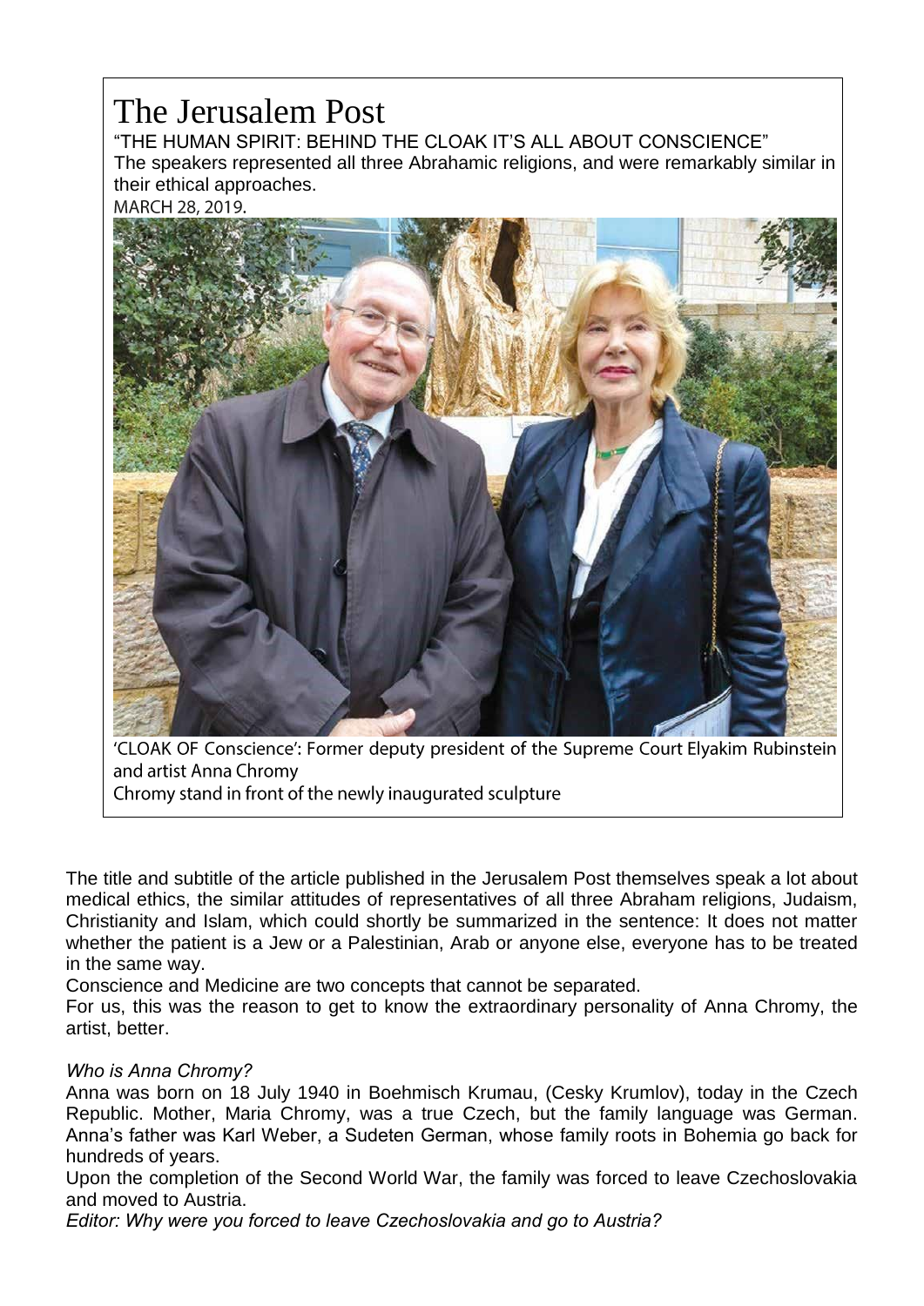# The Jerusalem Post

"THE HUMAN SPIRIT: BEHIND THE CLOAK IT'S ALL ABOUT CONSCIENCE"

The speakers represented all three Abrahamic religions, and were remarkably similar in their ethical approaches.

MARCH 28, 2019.

'CLOAK OF Conscience': Former deputy president of the Supreme Court Elyakim Rubinstein and artist Anna Chromy
Chromy stand in front of the newly inaugurated sculpture

The title and subtitle of the article published in the Jerusalem Post themselves speak a lot about medical ethics, the similar attitudes of representatives of all three Abraham religions, Judaism, Christianity and Islam, which could shortly be summarized in the sentence: It does not matter whether the patient is a Jew or a Palestinian, Arab or anyone else, everyone has to be treated in the same way.

Conscience and Medicine are two concepts that cannot be separated.

For us, this was the reason to get to know the extraordinary personality of Anna Chromy, the artist, better.

*Who is Anna Chromy?*

Anna was born on 18 July 1940 in Boehmisch Krumau, (Cesky Krumlov), today in the Czech Republic. Mother, Maria Chromy, was a true Czech, but the family language was German. Anna's father was Karl Weber, a Sudeten German, whose family roots in Bohemia go back for hundreds of years.

Upon the completion of the Second World War, the family was forced to leave Czechoslovakia and moved to Austria.

*Editor: Why were you forced to leave Czechoslovakia and go to Austria?*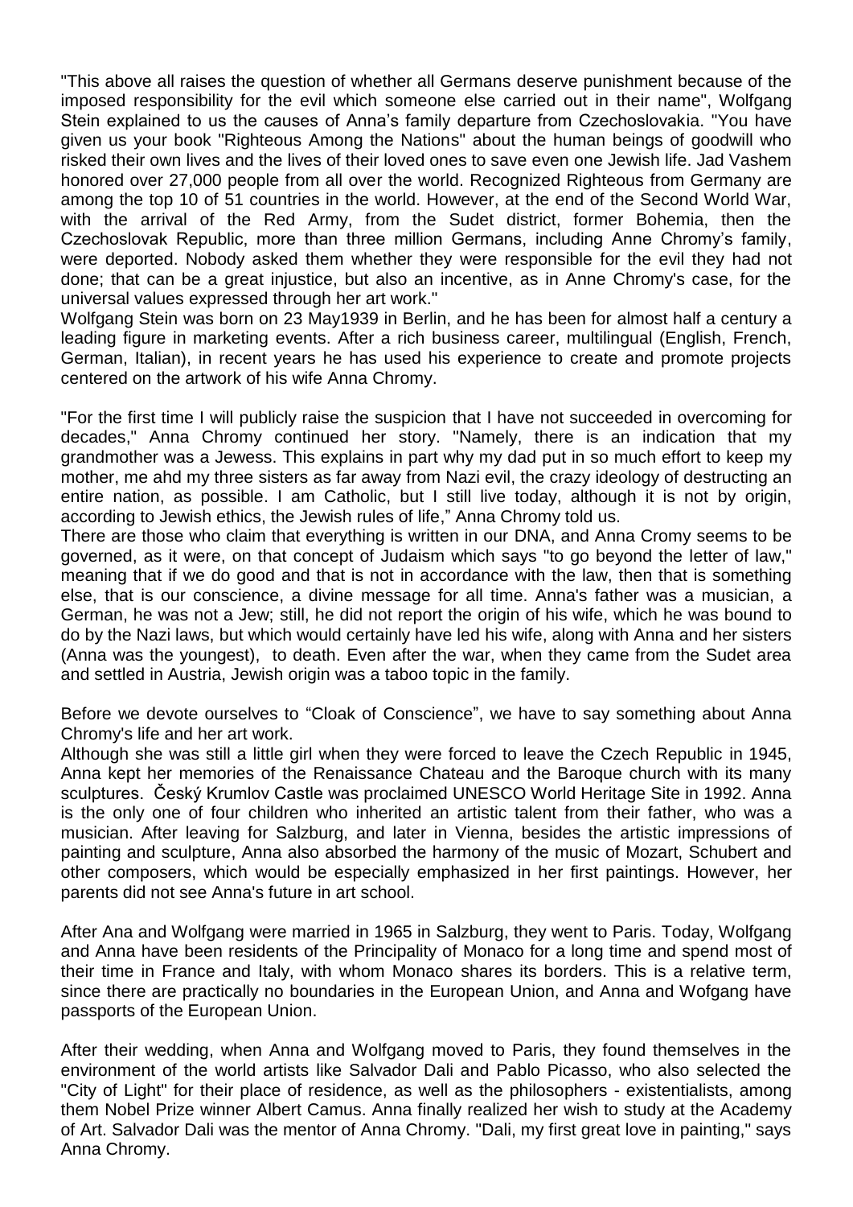"This above all raises the question of whether all Germans deserve punishment because of the imposed responsibility for the evil which someone else carried out in their name", Wolfgang Stein explained to us the causes of Anna's family departure from Czechoslovakia. "You have given us your book "Righteous Among the Nations" about the human beings of goodwill who risked their own lives and the lives of their loved ones to save even one Jewish life. Jad Vashem honored over 27,000 people from all over the world. Recognized Righteous from Germany are among the top 10 of 51 countries in the world. However, at the end of the Second World War, with the arrival of the Red Army, from the Sudet district, former Bohemia, then the Czechoslovak Republic, more than three million Germans, including Anne Chromy's family, were deported. Nobody asked them whether they were responsible for the evil they had not done; that can be a great injustice, but also an incentive, as in Anne Chromy's case, for the universal values expressed through her art work."

Wolfgang Stein was born on 23 May1939 in Berlin, and he has been for almost half a century a leading figure in marketing events. After a rich business career, multilingual (English, French, German, Italian), in recent years he has used his experience to create and promote projects centered on the artwork of his wife Anna Chromy.

"For the first time I will publicly raise the suspicion that I have not succeeded in overcoming for decades," Anna Chromy continued her story. "Namely, there is an indication that my grandmother was a Jewess. This explains in part why my dad put in so much effort to keep my mother, me ahd my three sisters as far away from Nazi evil, the crazy ideology of destructing an entire nation, as possible. I am Catholic, but I still live today, although it is not by origin, according to Jewish ethics, the Jewish rules of life," Anna Chromy told us.

There are those who claim that everything is written in our DNA, and Anna Cromy seems to be governed, as it were, on that concept of Judaism which says "to go beyond the letter of law," meaning that if we do good and that is not in accordance with the law, then that is something else, that is our conscience, a divine message for all time. Anna's father was a musician, a German, he was not a Jew; still, he did not report the origin of his wife, which he was bound to do by the Nazi laws, but which would certainly have led his wife, along with Anna and her sisters (Anna was the youngest), to death. Even after the war, when they came from the Sudet area and settled in Austria, Jewish origin was a taboo topic in the family.

Before we devote ourselves to "Cloak of Conscience", we have to say something about Anna Chromy's life and her art work.

Although she was still a little girl when they were forced to leave the Czech Republic in 1945, Anna kept her memories of the Renaissance Chateau and the Baroque church with its many sculptures. Český Krumlov Castle was proclaimed UNESCO World Heritage Site in 1992. Anna is the only one of four children who inherited an artistic talent from their father, who was a musician. After leaving for Salzburg, and later in Vienna, besides the artistic impressions of painting and sculpture, Anna also absorbed the harmony of the music of Mozart, Schubert and other composers, which would be especially emphasized in her first paintings. However, her parents did not see Anna's future in art school.

After Ana and Wolfgang were married in 1965 in Salzburg, they went to Paris. Today, Wolfgang and Anna have been residents of the Principality of Monaco for a long time and spend most of their time in France and Italy, with whom Monaco shares its borders. This is a relative term, since there are practically no boundaries in the European Union, and Anna and Wofgang have passports of the European Union.

After their wedding, when Anna and Wolfgang moved to Paris, they found themselves in the environment of the world artists like Salvador Dali and Pablo Picasso, who also selected the "City of Light" for their place of residence, as well as the philosophers - existentialists, among them Nobel Prize winner Albert Camus. Anna finally realized her wish to study at the Academy of Art. Salvador Dali was the mentor of Anna Chromy. "Dali, my first great love in painting," says Anna Chromy.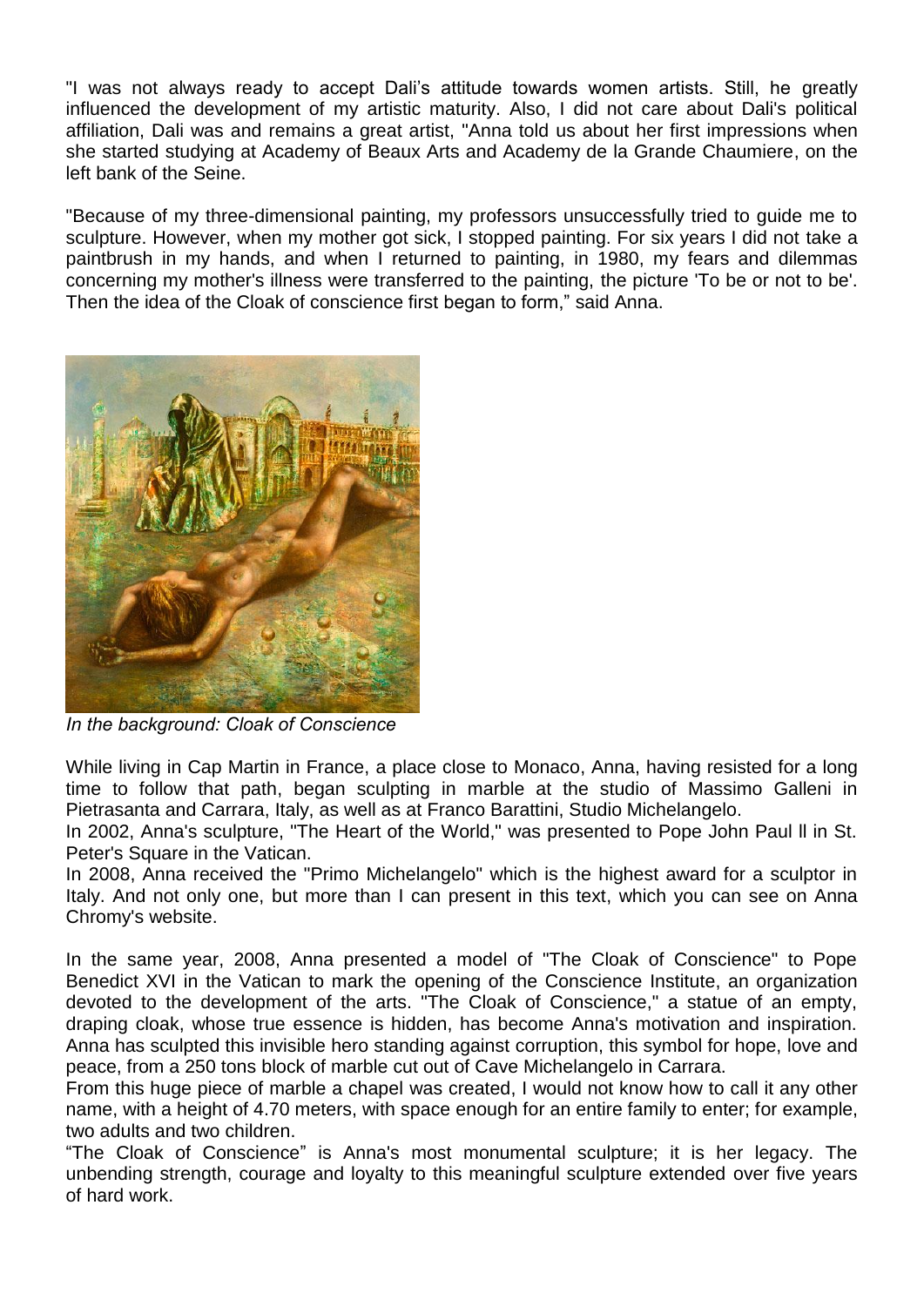"I was not always ready to accept Dali's attitude towards women artists. Still, he greatly influenced the development of my artistic maturity. Also, I did not care about Dali's political affiliation, Dali was and remains a great artist, "Anna told us about her first impressions when she started studying at Academy of Beaux Arts and Academy de la Grande Chaumiere, on the left bank of the Seine.

"Because of my three-dimensional painting, my professors unsuccessfully tried to guide me to sculpture. However, when my mother got sick, I stopped painting. For six years I did not take a paintbrush in my hands, and when I returned to painting, in 1980, my fears and dilemmas concerning my mother's illness were transferred to the painting, the picture 'To be or not to be'. Then the idea of the Cloak of conscience first began to form," said Anna.

*In the background: Cloak of Conscience*

While living in Cap Martin in France, a place close to Monaco, Anna, having resisted for a long time to follow that path, began sculpting in marble at the studio of Massimo Galleni in Pietrasanta and Carrara, Italy, as well as at Franco Barattini, Studio Michelangelo.
In 2002, Anna's sculpture, "The Heart of the World," was presented to Pope John Paul ll in St. Peter's Square in the Vatican.
In 2008, Anna received the "Primo Michelangelo" which is the highest award for a sculptor in Italy. And not only one, but more than I can present in this text, which you can see on Anna Chromy's website.

In the same year, 2008, Anna presented a model of "The Cloak of Conscience" to Pope Benedict XVI in the Vatican to mark the opening of the Conscience Institute, an organization devoted to the development of the arts. "The Cloak of Conscience," a statue of an empty, draping cloak, whose true essence is hidden, has become Anna's motivation and inspiration. Anna has sculpted this invisible hero standing against corruption, this symbol for hope, love and peace, from a 250 tons block of marble cut out of Cave Michelangelo in Carrara.
From this huge piece of marble a chapel was created, I would not know how to call it any other name, with a height of 4.70 meters, with space enough for an entire family to enter; for example, two adults and two children.
"The Cloak of Conscience" is Anna's most monumental sculpture; it is her legacy. The unbending strength, courage and loyalty to this meaningful sculpture extended over five years of hard work.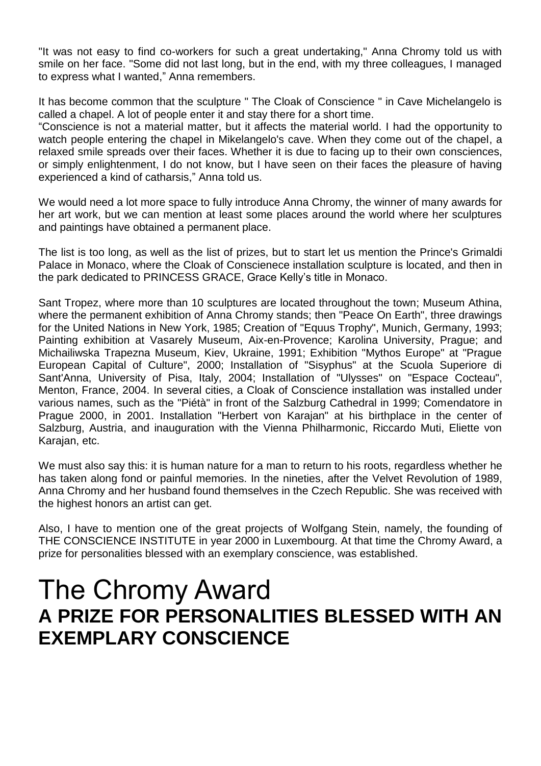"It was not easy to find co-workers for such a great undertaking," Anna Chromy told us with smile on her face. "Some did not last long, but in the end, with my three colleagues, I managed to express what I wanted," Anna remembers.

It has become common that the sculpture " The Cloak of Conscience " in Cave Michelangelo is called a chapel. A lot of people enter it and stay there for a short time.

"Conscience is not a material matter, but it affects the material world. I had the opportunity to watch people entering the chapel in Mikelangelo's cave. When they come out of the chapel, a relaxed smile spreads over their faces. Whether it is due to facing up to their own consciences, or simply enlightenment, I do not know, but I have seen on their faces the pleasure of having experienced a kind of catharsis," Anna told us.

We would need a lot more space to fully introduce Anna Chromy, the winner of many awards for her art work, but we can mention at least some places around the world where her sculptures and paintings have obtained a permanent place.

The list is too long, as well as the list of prizes, but to start let us mention the Prince's Grimaldi Palace in Monaco, where the Cloak of Conscienece installation sculpture is located, and then in the park dedicated to PRINCESS GRACE, Grace Kelly's title in Monaco.

Sant Tropez, where more than 10 sculptures are located throughout the town; Museum Athina, where the permanent exhibition of Anna Chromy stands; then "Peace On Earth", three drawings for the United Nations in New York, 1985; Creation of "Equus Trophy", Munich, Germany, 1993; Painting exhibition at Vasarely Museum, Aix-en-Provence; Karolina University, Prague; and Michailiwska Trapezna Museum, Kiev, Ukraine, 1991; Exhibition "Mythos Europe" at "Prague European Capital of Culture", 2000; Installation of "Sisyphus" at the Scuola Superiore di Sant'Anna, University of Pisa, Italy, 2004; Installation of "Ulysses" on "Espace Cocteau", Menton, France, 2004. In several cities, a Cloak of Conscience installation was installed under various names, such as the "Piétà" in front of the Salzburg Cathedral in 1999; Comendatore in Prague 2000, in 2001. Installation "Herbert von Karajan" at his birthplace in the center of Salzburg, Austria, and inauguration with the Vienna Philharmonic, Riccardo Muti, Eliette von Karajan, etc.

We must also say this: it is human nature for a man to return to his roots, regardless whether he has taken along fond or painful memories. In the nineties, after the Velvet Revolution of 1989, Anna Chromy and her husband found themselves in the Czech Republic. She was received with the highest honors an artist can get.

Also, I have to mention one of the great projects of Wolfgang Stein, namely, the founding of THE CONSCIENCE INSTITUTE in year 2000 in Luxembourg. At that time the Chromy Award, a prize for personalities blessed with an exemplary conscience, was established.

# The Chromy Award

## **A PRIZE FOR PERSONALITIES BLESSED WITH AN EXEMPLARY CONSCIENCE**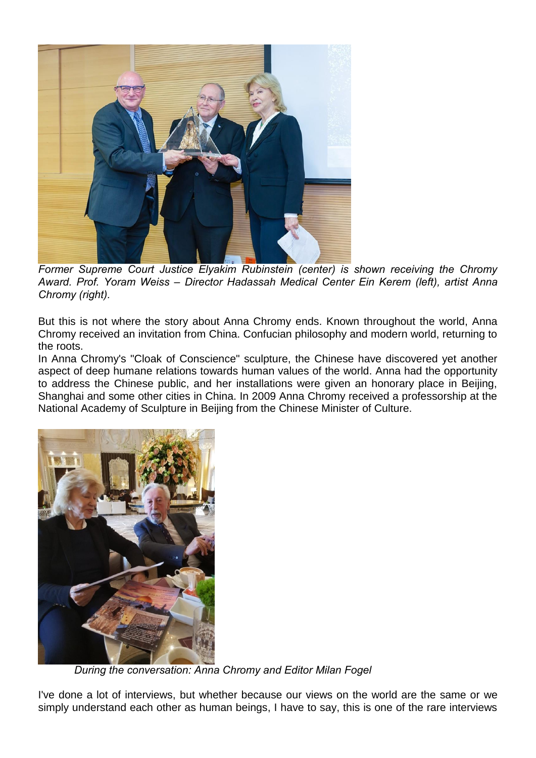*Former Supreme Court Justice Elyakim Rubinstein (center) is shown receiving the Chromy Award. Prof. Yoram Weiss – Director Hadassah Medical Center Ein Kerem (left), artist Anna Chromy (right).*

But this is not where the story about Anna Chromy ends. Known throughout the world, Anna Chromy received an invitation from China. Confucian philosophy and modern world, returning to the roots.

In Anna Chromy's "Cloak of Conscience" sculpture, the Chinese have discovered yet another aspect of deep humane relations towards human values of the world. Anna had the opportunity to address the Chinese public, and her installations were given an honorary place in Beijing, Shanghai and some other cities in China. In 2009 Anna Chromy received a professorship at the National Academy of Sculpture in Beijing from the Chinese Minister of Culture.

*During the conversation: Anna Chromy and Editor Milan Fogel*

I've done a lot of interviews, but whether because our views on the world are the same or we simply understand each other as human beings, I have to say, this is one of the rare interviews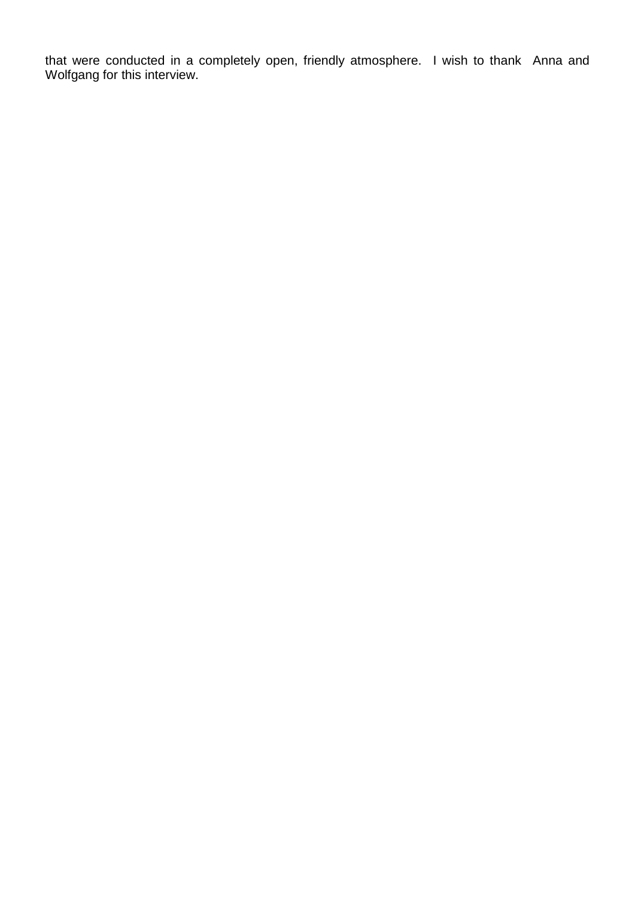that were conducted in a completely open, friendly atmosphere. I wish to thank Anna and Wolfgang for this interview.